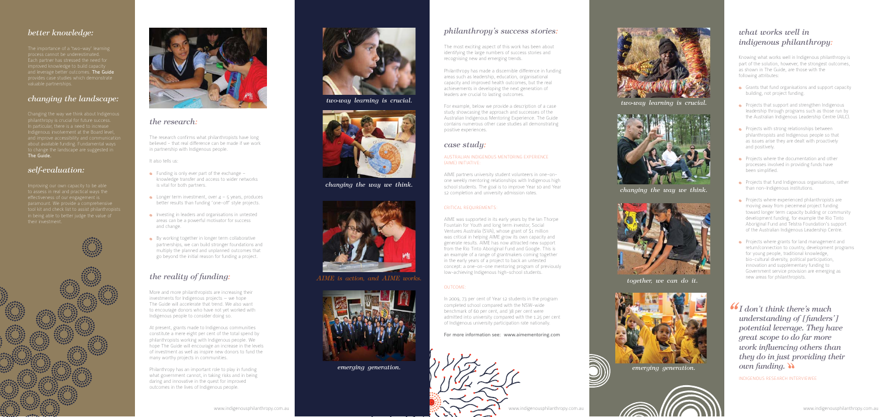## *better knowledge:*

The importance of a "two-way" learning process cannot be underestimated. Each partner has stressed the need for improved knowledge to build capacity and leverage better outcomes. **The Guide** provides case studies which demonstrate valuable partnerships.

## *changing the landscape:*

Changing the way we think about Indigenous philanthropy is crucial for future success. In particular, there is a need to increase Indigenous involvement at the Board level, and improve accessibility and communication about available funding. Fundamental ways to change the landscape are suggested in **The Guide.**

## *self-evaluation:*

Improving our own capacity to be able to assess in real and practical ways the effectiveness of our engagement is paramount. We provide a comprehensive tool kit and check list to assist philanthropists in being able to better judge the value of their investment.

## *the research:*

The research confirms what philanthropists have long believed – that real difference can be made if we work in partnership with Indigenous people.

It also tells us:

- Funding is only ever part of the exchange – knowledge transfer and access to wider networks is vital for both partners.
- Longer term investment, over 4 – 5 years, produces better results than funding "one-off" style projects.
- Investing in leaders and organisations in untested areas can be a powerful motivator for success and change.
- By working together in longer term collaborative partnerships, we can build stronger foundations and multiply the planned and unplanned outcomes that go beyond the initial reason for funding a project.

## *the reality of funding:*

More and more philanthropists are increasing their investments for Indigenous projects – we hope The Guide will accelerate that trend. We also want to encourage donors who have not yet worked with Indigenous people to consider doing so.

At present, grants made to Indigenous communities constitute a mere eight per cent of the total spend by philanthropists working with Indigenous people. We hope The Guide will encourage an increase in the levels of investment as well as inspire new donors to fund the many worthy projects in communities.

Philanthropy has an important role to play in funding what government cannot, in taking risks and in being daring and innovative in the quest for improved outcomes in the lives of Indigenous people.

*two-way learning is crucial.*

*changing the way we think.*

*AIME is action, and AIME works.*

*emerging generation.*

## *philanthropy's success stories:*

The most exciting aspect of this work has been about identifying the large numbers of success stories and recognising new and emerging trends.

Philanthropy has made a discernible difference in funding areas such as leadership, education, organisational capacity and improved health outcomes, but the real achievements in developing the next generation of leaders are crucial to lasting outcomes.

For example, below we provide a description of a case study showcasing the approach and successes of the Australian Indigenous Mentoring Experience. The Guide contains numerous other case studies all demonstrating positive experiences.

## *case study:*

AUSTRALIAN INDIGENOUS MENTORING EXPERIENCE (AIME) INITIATIVE:

AIME partners university student volunteers in one-on-one weekly mentoring relationships with Indigenous high school students. The goal is to improve Year 10 and Year 12 completion and university admission rates.

CRITICAL REQUIREMENTS:

AIME was supported in its early years by the Ian Thorpe Fountain for Youth and long term investor, Social Ventures Australia (SVA), whose grant of $1 million was critical in helping AIME grow its own capacity and generate results. AIME has now attracted new support from the Rio Tinto Aboriginal Fund and Google. This is an example of a range of grantmakers coming together in the early years of a project to back an untested concept: a one-on-one mentoring program of previously low-achieving Indigenous high-school students.

OUTCOME:

In 2009, 73 per cent of Year 12 students in the program completed school compared with the NSW-wide benchmark of 60 per cent, and 38 per cent were admitted into university compared with the 1.25 per cent of Indigenous university participation rate nationally.

**For more information see: www.aimementoring.com**

*two-way learning is crucial.*

*changing the way we think.*

*together, we can do it.*

*emerging generation.*

## *what works well in indigenous philanthropy:*

Knowing what works well in Indigenous philanthropy is part of the solution, however, the strongest outcomes, as shown in The Guide, are those with the following attributes:

- Grants that fund organisations and support capacity building, not project funding.
- Projects that support and strengthen Indigenous leadership through programs such as those run by the Australian Indigenous Leadership Centre (AILC).
- Projects with strong relationships between philanthropists and Indigenous people so that as issues arise they are dealt with proactively and positively.
- Projects where the documentation and other processes involved in providing funds have been simplified.
- Projects that fund Indigenous organisations, rather than non-Indigenous institutions.
- Projects where experienced philanthropists are moving away from piecemeal project funding toward longer term capacity building or community development funding, for example the Rio Tinto Aboriginal Fund and Telstra Foundation's support of the Australian Indigenous Leadership Centre.
- Projects where grants for land management and return/connection to country, development programs for young people, traditional knowledge, bio-cultural diversity, political participation, innovation and supplementary funding to Government service provision are emerging as new areas for philanthropists.

> *"I don't think there's much understanding of [funders'] potential leverage. They have great scope to do far more work influencing others than they do in just providing their own funding."*
>
> INDIGENOUS RESEARCH INTERVIEWEE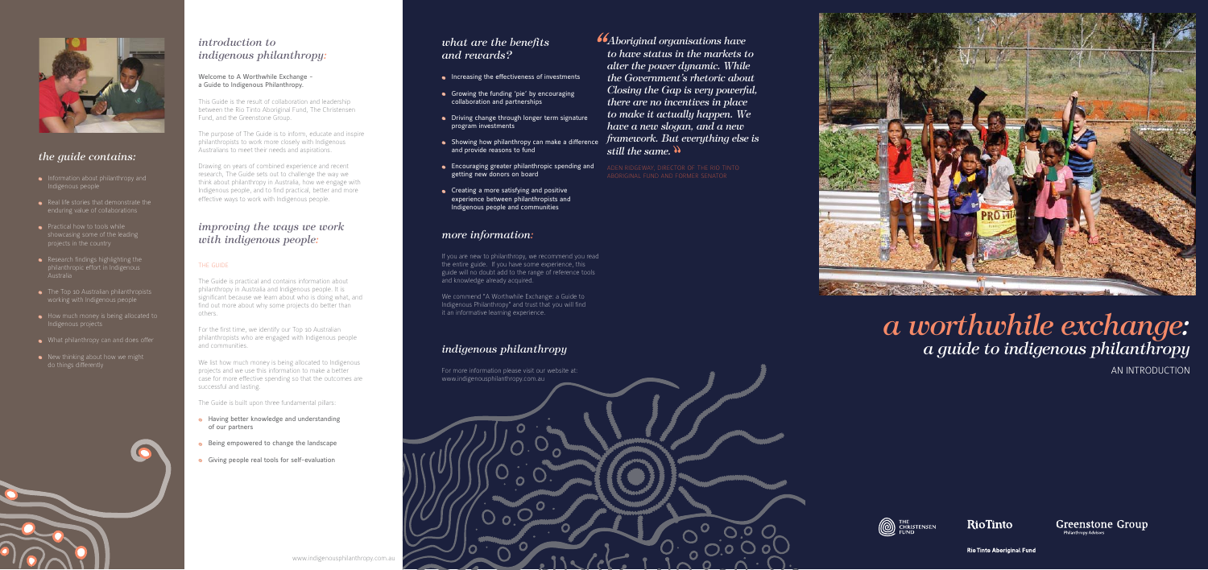## *the guide contains:*

- Information about philanthropy and Indigenous people
- Real life stories that demonstrate the enduring value of collaborations
- Practical how to tools while showcasing some of the leading projects in the country
- Research findings highlighting the philanthropic effort in Indigenous Australia
- The Top 10 Australian philanthropists working with Indigenous people
- How much money is being allocated to Indigenous projects
- What philanthropy can and does offer
- New thinking about how we might do things differently

## *introduction to indigenous philanthropy:*

Welcome to A Worthwhile Exchange - a Guide to Indigenous Philanthropy.

This Guide is the result of collaboration and leadership between the Rio Tinto Aboriginal Fund, The Christensen Fund, and the Greenstone Group.

The purpose of The Guide is to inform, educate and inspire philanthropists to work more closely with Indigenous Australians to meet their needs and aspirations.

Drawing on years of combined experience and recent research, The Guide sets out to challenge the way we think about philanthropy in Australia, how we engage with Indigenous people, and to find practical, better and more effective ways to work with Indigenous people.

## *improving the ways we work with indigenous people:*

THE GUIDE

The Guide is practical and contains information about philanthropy in Australia and Indigenous people. It is significant because we learn about who is doing what, and find out more about why some projects do better than others.

For the first time, we identify our Top 10 Australian philanthropists who are engaged with Indigenous people and communities.

We list how much money is being allocated to Indigenous projects and we use this information to make a better case for more effective spending so that the outcomes are successful and lasting.

The Guide is built upon three fundamental pillars:

- Having better knowledge and understanding of our partners
- Being empowered to change the landscape
- Giving people real tools for self-evaluation

www.indigenousphilanthropy.com.au

## *what are the benefits and rewards?*

- Increasing the effectiveness of investments
- Growing the funding 'pie' by encouraging collaboration and partnerships
- Driving change through longer term signature program investments
- Showing how philanthropy can make a difference and provide reasons to fund
- Encouraging greater philanthropic spending and getting new donors on board
- Creating a more satisfying and positive experience between philanthropists and Indigenous people and communities

*"Aboriginal organisations have to have status in the markets to alter the power dynamic. While the Government's rhetoric about Closing the Gap is very powerful, there are no incentives in place to make it actually happen. We have a new slogan, and a new framework. But everything else is still the same."*

ADEN RIDGEWAY, DIRECTOR OF THE RIO TINTO ABORIGINAL FUND AND FORMER SENATOR

## *more information:*

If you are new to philanthropy, we recommend you read the entire guide. If you have some experience, this guide will no doubt add to the range of reference tools and knowledge already acquired.

We commend "A Worthwhile Exchange: a Guide to Indigenous Philanthropy" and trust that you will find it an informative learning experience.

## *indigenous philanthropy*

For more information please visit our website at: www.indigenousphilanthropy.com.au

# *a worthwhile exchange: a guide to indigenous philanthropy*

AN INTRODUCTION

THE CHRISTENSEN FUND

RioTinto

Rio Tinto Aboriginal Fund

Greenstone Group
Philanthropy Advisers